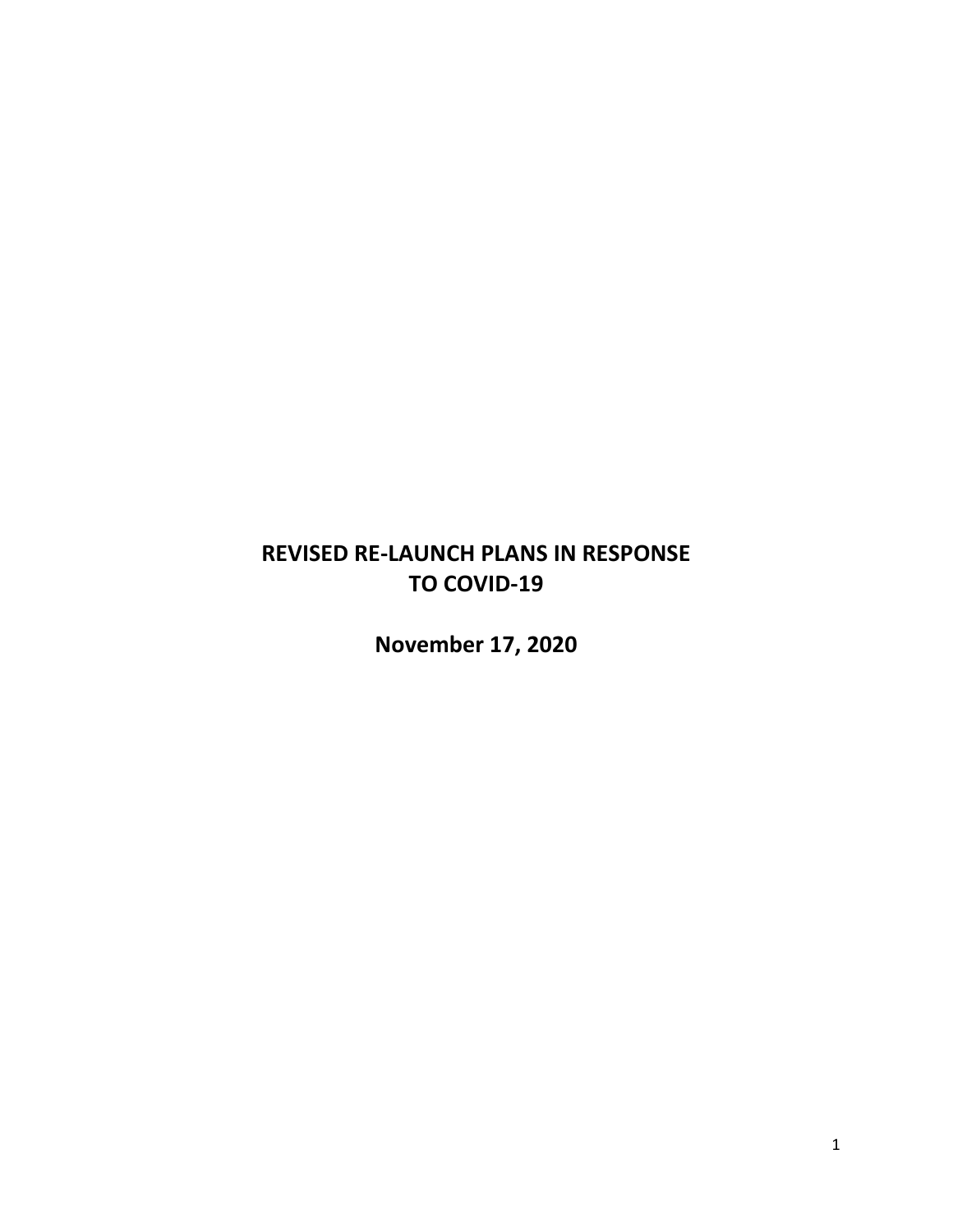# REVISED RE-LAUNCH PLANS IN RESPONSE TO COVID-19

**November 17, 2020**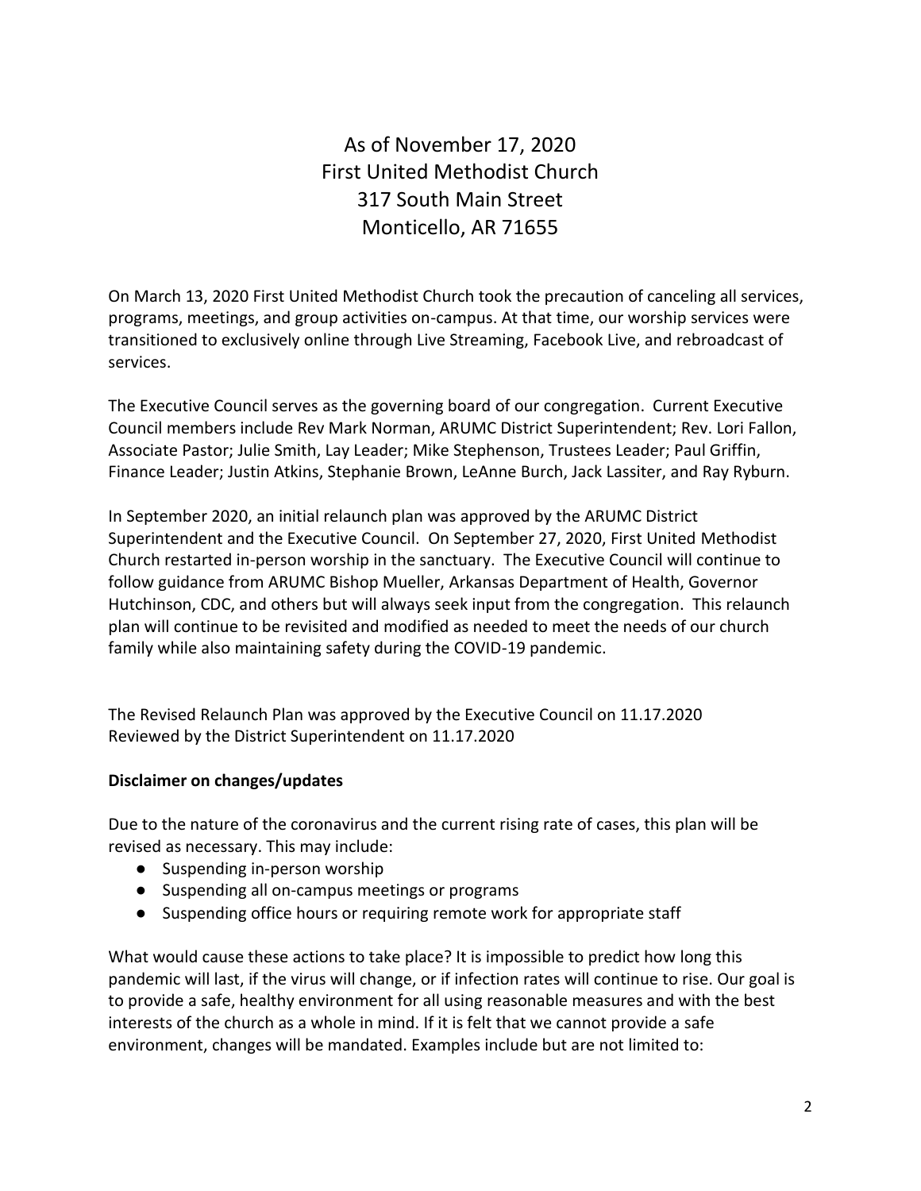# As of November 17, 2020
# First United Methodist Church
# 317 South Main Street
# Monticello, AR 71655

On March 13, 2020 First United Methodist Church took the precaution of canceling all services, programs, meetings, and group activities on-campus. At that time, our worship services were transitioned to exclusively online through Live Streaming, Facebook Live, and rebroadcast of services.

The Executive Council serves as the governing board of our congregation. Current Executive Council members include Rev Mark Norman, ARUMC District Superintendent; Rev. Lori Fallon, Associate Pastor; Julie Smith, Lay Leader; Mike Stephenson, Trustees Leader; Paul Griffin, Finance Leader; Justin Atkins, Stephanie Brown, LeAnne Burch, Jack Lassiter, and Ray Ryburn.

In September 2020, an initial relaunch plan was approved by the ARUMC District Superintendent and the Executive Council. On September 27, 2020, First United Methodist Church restarted in-person worship in the sanctuary. The Executive Council will continue to follow guidance from ARUMC Bishop Mueller, Arkansas Department of Health, Governor Hutchinson, CDC, and others but will always seek input from the congregation. This relaunch plan will continue to be revisited and modified as needed to meet the needs of our church family while also maintaining safety during the COVID-19 pandemic.

The Revised Relaunch Plan was approved by the Executive Council on 11.17.2020
Reviewed by the District Superintendent on 11.17.2020

**Disclaimer on changes/updates**

Due to the nature of the coronavirus and the current rising rate of cases, this plan will be revised as necessary. This may include:

- Suspending in-person worship
- Suspending all on-campus meetings or programs
- Suspending office hours or requiring remote work for appropriate staff

What would cause these actions to take place? It is impossible to predict how long this pandemic will last, if the virus will change, or if infection rates will continue to rise. Our goal is to provide a safe, healthy environment for all using reasonable measures and with the best interests of the church as a whole in mind. If it is felt that we cannot provide a safe environment, changes will be mandated. Examples include but are not limited to: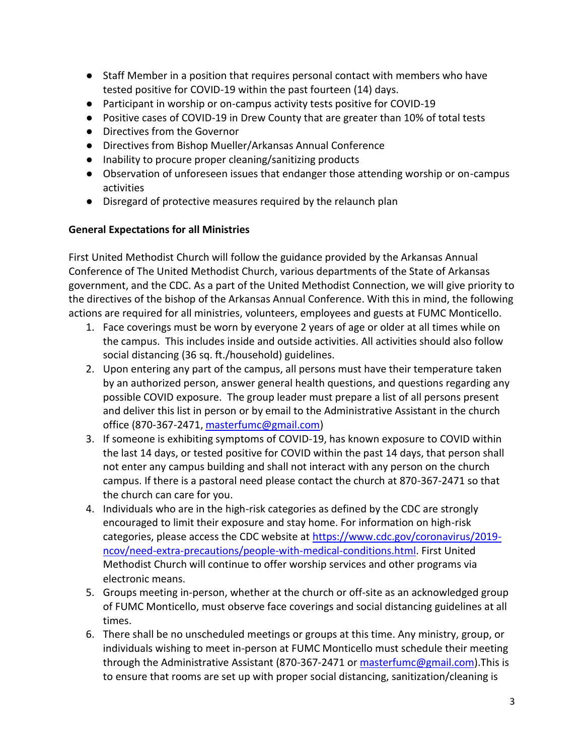- Staff Member in a position that requires personal contact with members who have tested positive for COVID-19 within the past fourteen (14) days.
- Participant in worship or on-campus activity tests positive for COVID-19
- Positive cases of COVID-19 in Drew County that are greater than 10% of total tests
- Directives from the Governor
- Directives from Bishop Mueller/Arkansas Annual Conference
- Inability to procure proper cleaning/sanitizing products
- Observation of unforeseen issues that endanger those attending worship or on-campus activities
- Disregard of protective measures required by the relaunch plan

**General Expectations for all Ministries**

First United Methodist Church will follow the guidance provided by the Arkansas Annual Conference of The United Methodist Church, various departments of the State of Arkansas government, and the CDC. As a part of the United Methodist Connection, we will give priority to the directives of the bishop of the Arkansas Annual Conference. With this in mind, the following actions are required for all ministries, volunteers, employees and guests at FUMC Monticello.

1. Face coverings must be worn by everyone 2 years of age or older at all times while on the campus. This includes inside and outside activities. All activities should also follow social distancing (36 sq. ft./household) guidelines.
2. Upon entering any part of the campus, all persons must have their temperature taken by an authorized person, answer general health questions, and questions regarding any possible COVID exposure. The group leader must prepare a list of all persons present and deliver this list in person or by email to the Administrative Assistant in the church office (870-367-2471, [masterfumc@gmail.com](mailto:masterfumc@gmail.com))
3. If someone is exhibiting symptoms of COVID-19, has known exposure to COVID within the last 14 days, or tested positive for COVID within the past 14 days, that person shall not enter any campus building and shall not interact with any person on the church campus. If there is a pastoral need please contact the church at 870-367-2471 so that the church can care for you.
4. Individuals who are in the high-risk categories as defined by the CDC are strongly encouraged to limit their exposure and stay home. For information on high-risk categories, please access the CDC website at [https://www.cdc.gov/coronavirus/2019-ncov/need-extra-precautions/people-with-medical-conditions.html](https://www.cdc.gov/coronavirus/2019-ncov/need-extra-precautions/people-with-medical-conditions.html). First United Methodist Church will continue to offer worship services and other programs via electronic means.
5. Groups meeting in-person, whether at the church or off-site as an acknowledged group of FUMC Monticello, must observe face coverings and social distancing guidelines at all times.
6. There shall be no unscheduled meetings or groups at this time. Any ministry, group, or individuals wishing to meet in-person at FUMC Monticello must schedule their meeting through the Administrative Assistant (870-367-2471 or [masterfumc@gmail.com](mailto:masterfumc@gmail.com)).This is to ensure that rooms are set up with proper social distancing, sanitization/cleaning is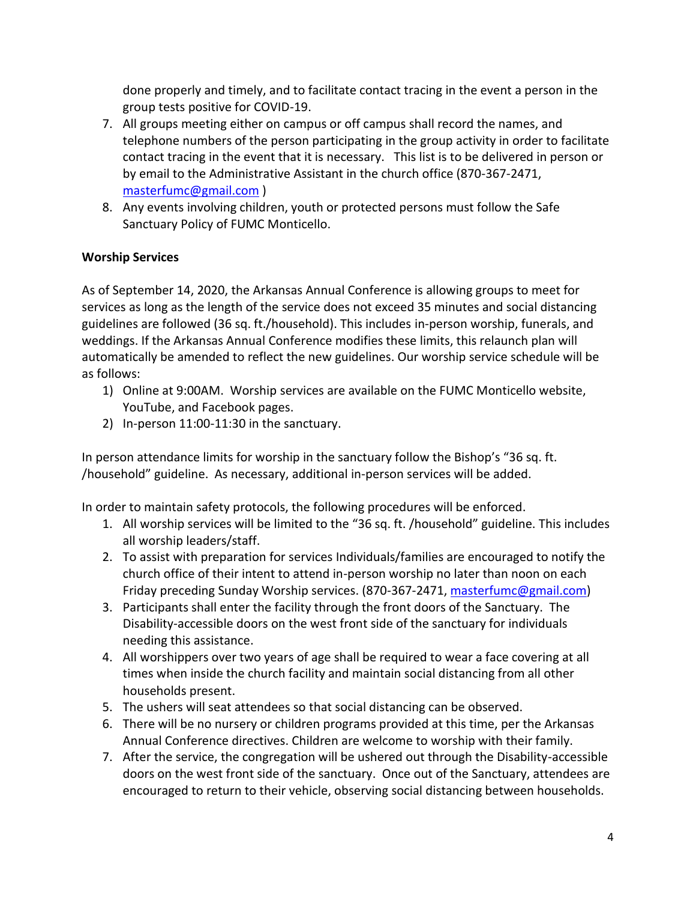done properly and timely, and to facilitate contact tracing in the event a person in the group tests positive for COVID-19.

7. All groups meeting either on campus or off campus shall record the names, and telephone numbers of the person participating in the group activity in order to facilitate contact tracing in the event that it is necessary. This list is to be delivered in person or by email to the Administrative Assistant in the church office (870-367-2471, masterfumc@gmail.com )
8. Any events involving children, youth or protected persons must follow the Safe Sanctuary Policy of FUMC Monticello.

**Worship Services**

As of September 14, 2020, the Arkansas Annual Conference is allowing groups to meet for services as long as the length of the service does not exceed 35 minutes and social distancing guidelines are followed (36 sq. ft./household). This includes in-person worship, funerals, and weddings. If the Arkansas Annual Conference modifies these limits, this relaunch plan will automatically be amended to reflect the new guidelines. Our worship service schedule will be as follows:

1) Online at 9:00AM. Worship services are available on the FUMC Monticello website, YouTube, and Facebook pages.
2) In-person 11:00-11:30 in the sanctuary.

In person attendance limits for worship in the sanctuary follow the Bishop's "36 sq. ft. /household" guideline. As necessary, additional in-person services will be added.

In order to maintain safety protocols, the following procedures will be enforced.

1. All worship services will be limited to the "36 sq. ft. /household" guideline. This includes all worship leaders/staff.
2. To assist with preparation for services Individuals/families are encouraged to notify the church office of their intent to attend in-person worship no later than noon on each Friday preceding Sunday Worship services. (870-367-2471, masterfumc@gmail.com)
3. Participants shall enter the facility through the front doors of the Sanctuary. The Disability-accessible doors on the west front side of the sanctuary for individuals needing this assistance.
4. All worshippers over two years of age shall be required to wear a face covering at all times when inside the church facility and maintain social distancing from all other households present.
5. The ushers will seat attendees so that social distancing can be observed.
6. There will be no nursery or children programs provided at this time, per the Arkansas Annual Conference directives. Children are welcome to worship with their family.
7. After the service, the congregation will be ushered out through the Disability-accessible doors on the west front side of the sanctuary. Once out of the Sanctuary, attendees are encouraged to return to their vehicle, observing social distancing between households.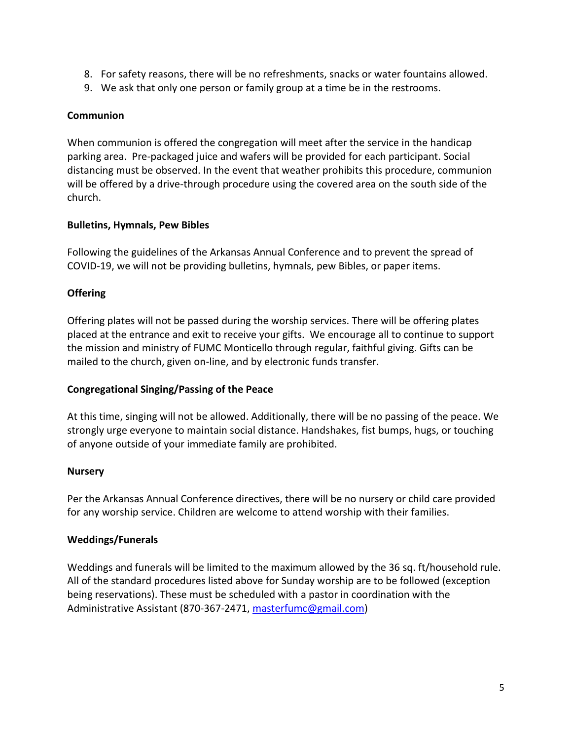8. For safety reasons, there will be no refreshments, snacks or water fountains allowed.
9. We ask that only one person or family group at a time be in the restrooms.

**Communion**

When communion is offered the congregation will meet after the service in the handicap parking area. Pre-packaged juice and wafers will be provided for each participant. Social distancing must be observed. In the event that weather prohibits this procedure, communion will be offered by a drive-through procedure using the covered area on the south side of the church.

**Bulletins, Hymnals, Pew Bibles**

Following the guidelines of the Arkansas Annual Conference and to prevent the spread of COVID-19, we will not be providing bulletins, hymnals, pew Bibles, or paper items.

**Offering**

Offering plates will not be passed during the worship services. There will be offering plates placed at the entrance and exit to receive your gifts. We encourage all to continue to support the mission and ministry of FUMC Monticello through regular, faithful giving. Gifts can be mailed to the church, given on-line, and by electronic funds transfer.

**Congregational Singing/Passing of the Peace**

At this time, singing will not be allowed. Additionally, there will be no passing of the peace. We strongly urge everyone to maintain social distance. Handshakes, fist bumps, hugs, or touching of anyone outside of your immediate family are prohibited.

**Nursery**

Per the Arkansas Annual Conference directives, there will be no nursery or child care provided for any worship service. Children are welcome to attend worship with their families.

**Weddings/Funerals**

Weddings and funerals will be limited to the maximum allowed by the 36 sq. ft/household rule. All of the standard procedures listed above for Sunday worship are to be followed (exception being reservations). These must be scheduled with a pastor in coordination with the Administrative Assistant (870-367-2471, masterfumc@gmail.com)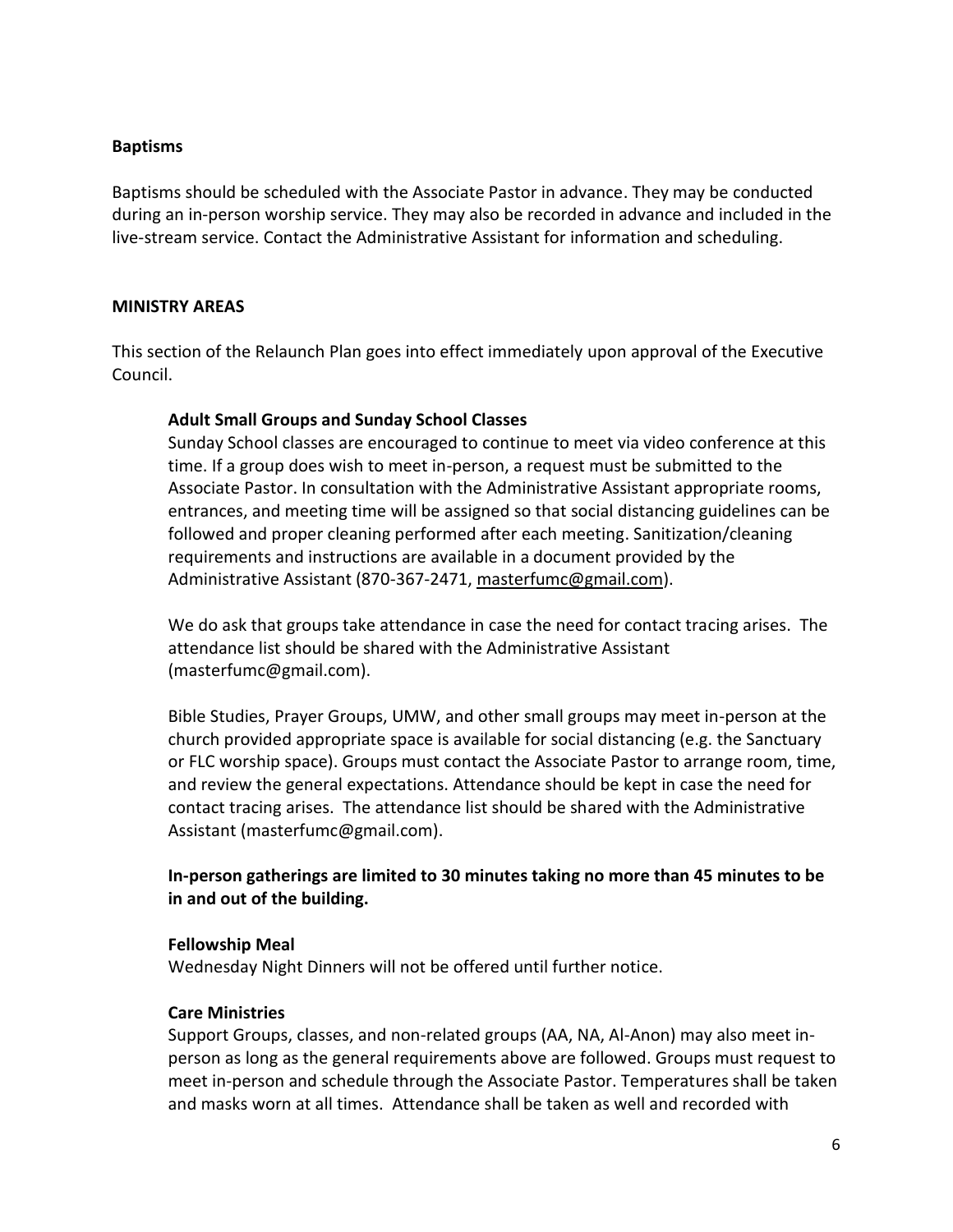**Baptisms**

Baptisms should be scheduled with the Associate Pastor in advance. They may be conducted during an in-person worship service. They may also be recorded in advance and included in the live-stream service. Contact the Administrative Assistant for information and scheduling.

**MINISTRY AREAS**

This section of the Relaunch Plan goes into effect immediately upon approval of the Executive Council.

**Adult Small Groups and Sunday School Classes**

Sunday School classes are encouraged to continue to meet via video conference at this time. If a group does wish to meet in-person, a request must be submitted to the Associate Pastor. In consultation with the Administrative Assistant appropriate rooms, entrances, and meeting time will be assigned so that social distancing guidelines can be followed and proper cleaning performed after each meeting. Sanitization/cleaning requirements and instructions are available in a document provided by the Administrative Assistant (870-367-2471, masterfumc@gmail.com).

We do ask that groups take attendance in case the need for contact tracing arises. The attendance list should be shared with the Administrative Assistant (masterfumc@gmail.com).

Bible Studies, Prayer Groups, UMW, and other small groups may meet in-person at the church provided appropriate space is available for social distancing (e.g. the Sanctuary or FLC worship space). Groups must contact the Associate Pastor to arrange room, time, and review the general expectations. Attendance should be kept in case the need for contact tracing arises. The attendance list should be shared with the Administrative Assistant (masterfumc@gmail.com).

**In-person gatherings are limited to 30 minutes taking no more than 45 minutes to be in and out of the building.**

**Fellowship Meal**

Wednesday Night Dinners will not be offered until further notice.

**Care Ministries**

Support Groups, classes, and non-related groups (AA, NA, Al-Anon) may also meet in-person as long as the general requirements above are followed. Groups must request to meet in-person and schedule through the Associate Pastor. Temperatures shall be taken and masks worn at all times. Attendance shall be taken as well and recorded with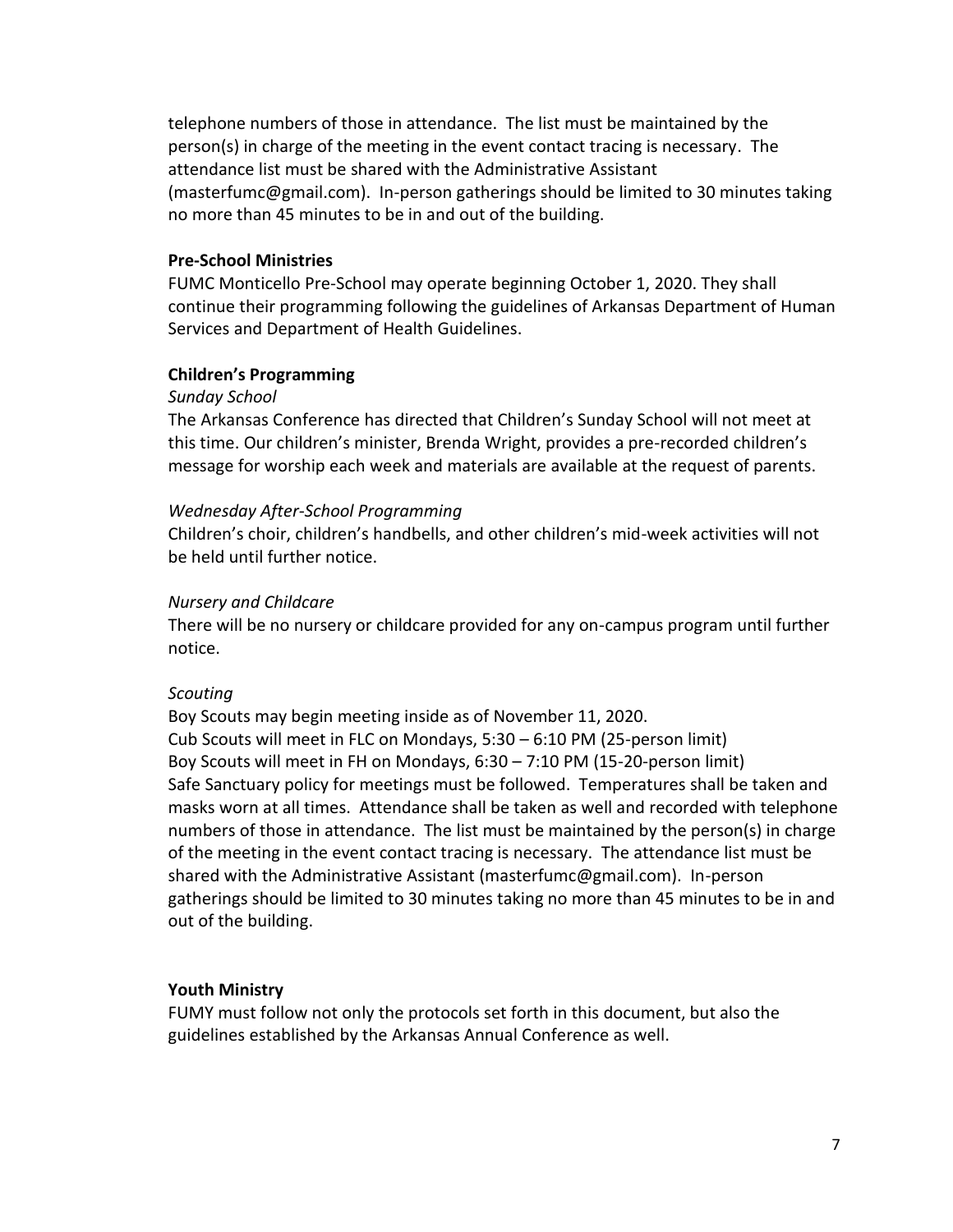telephone numbers of those in attendance. The list must be maintained by the person(s) in charge of the meeting in the event contact tracing is necessary. The attendance list must be shared with the Administrative Assistant (masterfumc@gmail.com). In-person gatherings should be limited to 30 minutes taking no more than 45 minutes to be in and out of the building.

**Pre-School Ministries**

FUMC Monticello Pre-School may operate beginning October 1, 2020. They shall continue their programming following the guidelines of Arkansas Department of Human Services and Department of Health Guidelines.

**Children's Programming**

*Sunday School*

The Arkansas Conference has directed that Children's Sunday School will not meet at this time. Our children's minister, Brenda Wright, provides a pre-recorded children's message for worship each week and materials are available at the request of parents.

*Wednesday After-School Programming*

Children's choir, children's handbells, and other children's mid-week activities will not be held until further notice.

*Nursery and Childcare*

There will be no nursery or childcare provided for any on-campus program until further notice.

*Scouting*

Boy Scouts may begin meeting inside as of November 11, 2020.
Cub Scouts will meet in FLC on Mondays, 5:30 – 6:10 PM (25-person limit)
Boy Scouts will meet in FH on Mondays, 6:30 – 7:10 PM (15-20-person limit)
Safe Sanctuary policy for meetings must be followed. Temperatures shall be taken and masks worn at all times. Attendance shall be taken as well and recorded with telephone numbers of those in attendance. The list must be maintained by the person(s) in charge of the meeting in the event contact tracing is necessary. The attendance list must be shared with the Administrative Assistant (masterfumc@gmail.com). In-person gatherings should be limited to 30 minutes taking no more than 45 minutes to be in and out of the building.

**Youth Ministry**

FUMY must follow not only the protocols set forth in this document, but also the guidelines established by the Arkansas Annual Conference as well.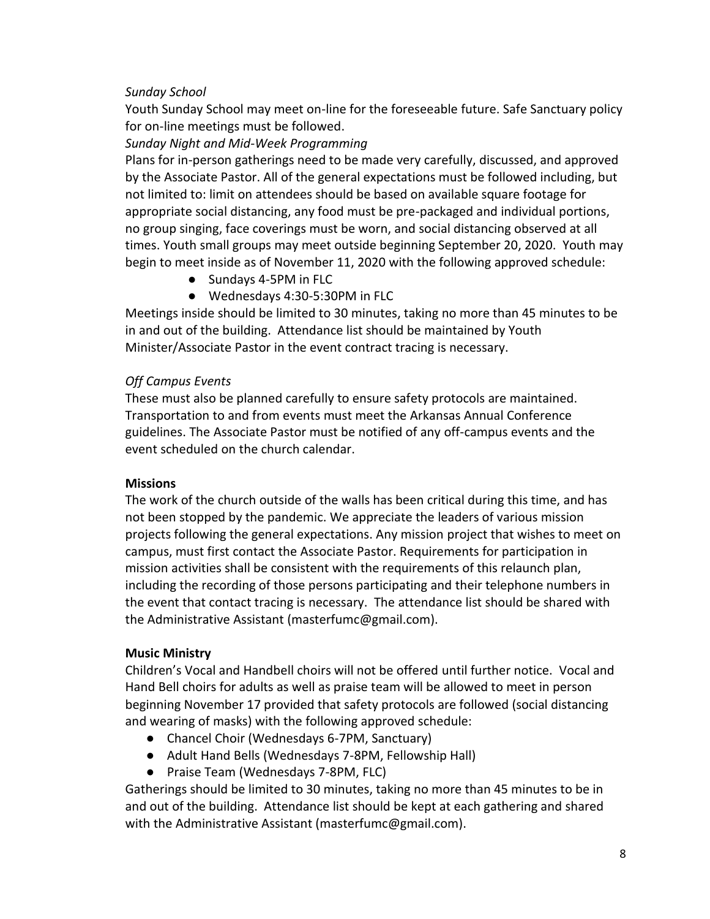*Sunday School*

Youth Sunday School may meet on-line for the foreseeable future. Safe Sanctuary policy for on-line meetings must be followed.

*Sunday Night and Mid-Week Programming*

Plans for in-person gatherings need to be made very carefully, discussed, and approved by the Associate Pastor. All of the general expectations must be followed including, but not limited to: limit on attendees should be based on available square footage for appropriate social distancing, any food must be pre-packaged and individual portions, no group singing, face coverings must be worn, and social distancing observed at all times. Youth small groups may meet outside beginning September 20, 2020. Youth may begin to meet inside as of November 11, 2020 with the following approved schedule:

- Sundays 4-5PM in FLC
- Wednesdays 4:30-5:30PM in FLC

Meetings inside should be limited to 30 minutes, taking no more than 45 minutes to be in and out of the building. Attendance list should be maintained by Youth Minister/Associate Pastor in the event contract tracing is necessary.

*Off Campus Events*

These must also be planned carefully to ensure safety protocols are maintained. Transportation to and from events must meet the Arkansas Annual Conference guidelines. The Associate Pastor must be notified of any off-campus events and the event scheduled on the church calendar.

**Missions**

The work of the church outside of the walls has been critical during this time, and has not been stopped by the pandemic. We appreciate the leaders of various mission projects following the general expectations. Any mission project that wishes to meet on campus, must first contact the Associate Pastor. Requirements for participation in mission activities shall be consistent with the requirements of this relaunch plan, including the recording of those persons participating and their telephone numbers in the event that contact tracing is necessary. The attendance list should be shared with the Administrative Assistant (masterfumc@gmail.com).

**Music Ministry**

Children's Vocal and Handbell choirs will not be offered until further notice. Vocal and Hand Bell choirs for adults as well as praise team will be allowed to meet in person beginning November 17 provided that safety protocols are followed (social distancing and wearing of masks) with the following approved schedule:

- Chancel Choir (Wednesdays 6-7PM, Sanctuary)
- Adult Hand Bells (Wednesdays 7-8PM, Fellowship Hall)
- Praise Team (Wednesdays 7-8PM, FLC)

Gatherings should be limited to 30 minutes, taking no more than 45 minutes to be in and out of the building. Attendance list should be kept at each gathering and shared with the Administrative Assistant (masterfumc@gmail.com).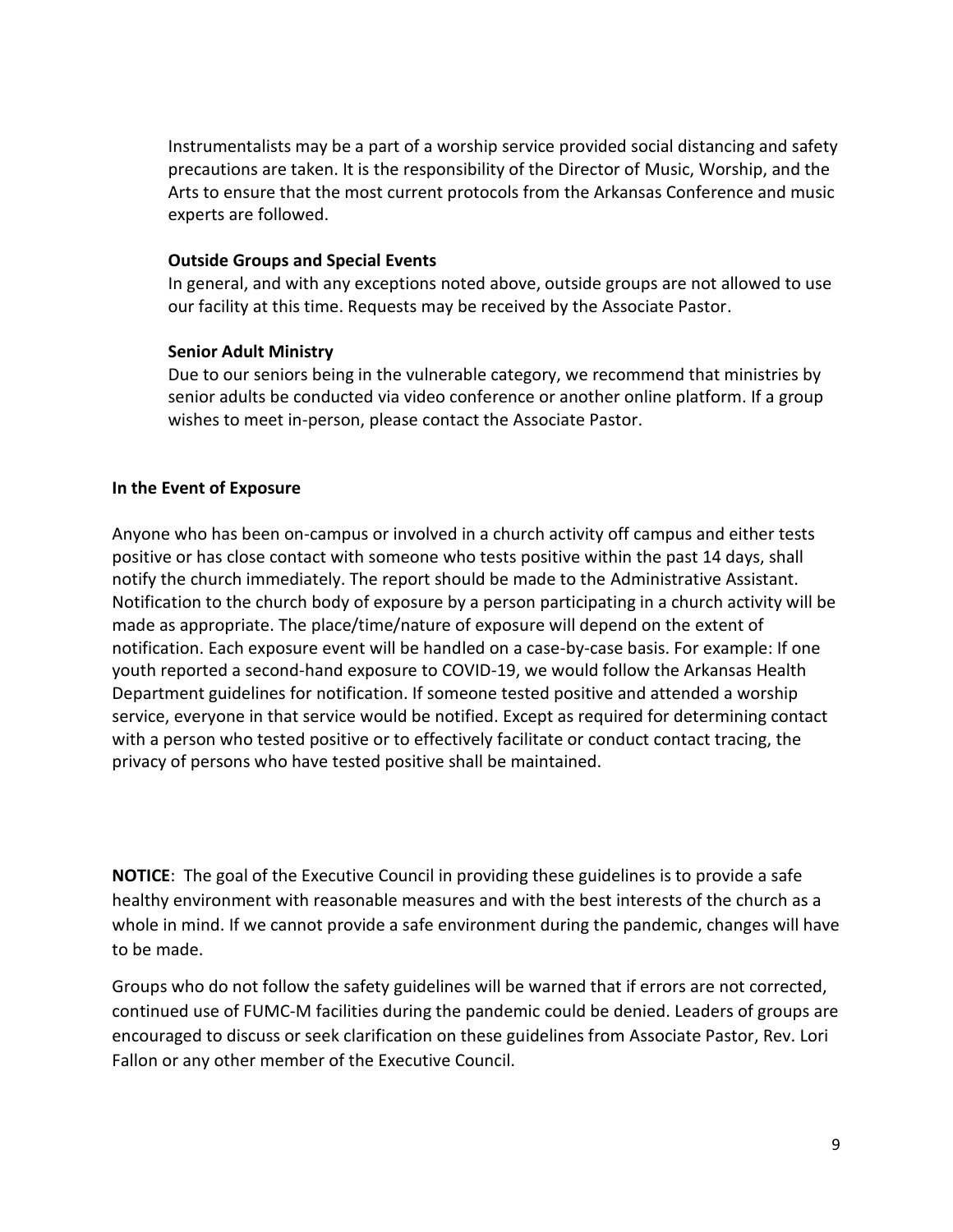Instrumentalists may be a part of a worship service provided social distancing and safety precautions are taken. It is the responsibility of the Director of Music, Worship, and the Arts to ensure that the most current protocols from the Arkansas Conference and music experts are followed.

**Outside Groups and Special Events**

In general, and with any exceptions noted above, outside groups are not allowed to use our facility at this time. Requests may be received by the Associate Pastor.

**Senior Adult Ministry**

Due to our seniors being in the vulnerable category, we recommend that ministries by senior adults be conducted via video conference or another online platform. If a group wishes to meet in-person, please contact the Associate Pastor.

**In the Event of Exposure**

Anyone who has been on-campus or involved in a church activity off campus and either tests positive or has close contact with someone who tests positive within the past 14 days, shall notify the church immediately. The report should be made to the Administrative Assistant. Notification to the church body of exposure by a person participating in a church activity will be made as appropriate. The place/time/nature of exposure will depend on the extent of notification. Each exposure event will be handled on a case-by-case basis. For example: If one youth reported a second-hand exposure to COVID-19, we would follow the Arkansas Health Department guidelines for notification. If someone tested positive and attended a worship service, everyone in that service would be notified. Except as required for determining contact with a person who tested positive or to effectively facilitate or conduct contact tracing, the privacy of persons who have tested positive shall be maintained.

**NOTICE**: The goal of the Executive Council in providing these guidelines is to provide a safe healthy environment with reasonable measures and with the best interests of the church as a whole in mind. If we cannot provide a safe environment during the pandemic, changes will have to be made.

Groups who do not follow the safety guidelines will be warned that if errors are not corrected, continued use of FUMC-M facilities during the pandemic could be denied. Leaders of groups are encouraged to discuss or seek clarification on these guidelines from Associate Pastor, Rev. Lori Fallon or any other member of the Executive Council.